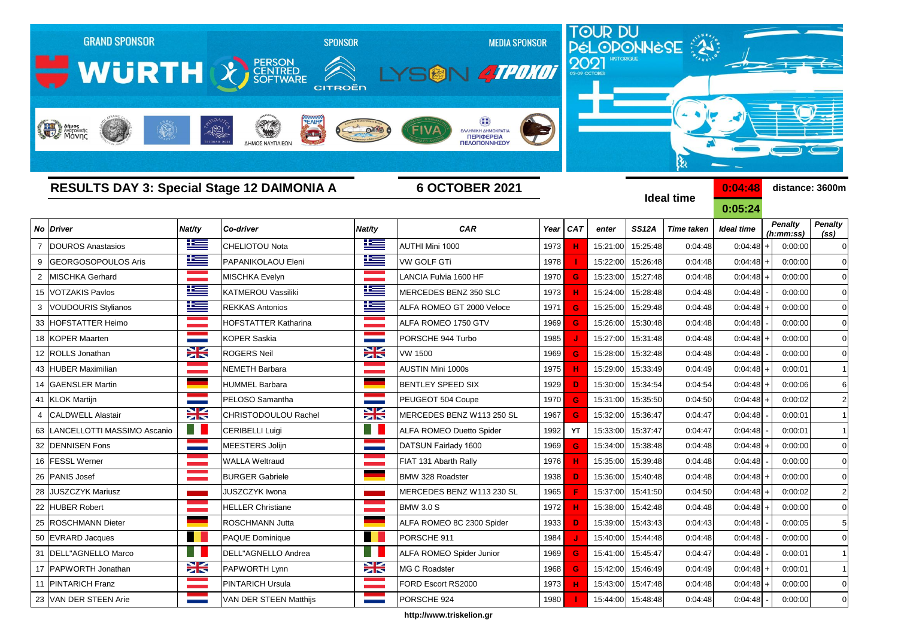GRAND SPONSOR

WÜRTH

SPONSOR

PERSON CENTRED SOFTWARE

CITROËN

MEDIA SPONSOR

LYSON 4TPOXOI

TOUR DU PÉLOPONNÈSE 2021 HISTORIQUE

## RESULTS DAY 3: Special Stage 12 DAIMONIA A

**6 OCTOBER 2021**

**Ideal time** 0:04:48 0:05:24

**distance: 3600m**

| No | Driver | Nat/ty | Co-driver | Nat/ty | CAR | Year | CAT | enter | SS12A | Time taken | Ideal time | | Penalty (h:mm:ss) | Penalty (ss) |
|---|---|---|---|---|---|---|---|---|---|---|---|---|---|---|
| 7 | DOUROS Anastasios | | CHELIOTOU Nota | | AUTHI Mini 1000 | 1973 | H | 15:21:00 | 15:25:48 | 0:04:48 | 0:04:48 | + | 0:00:00 | 0 |
| 9 | GEORGOSOPOULOS Aris | | PAPANIKOLAOU Eleni | | VW GOLF GTi | 1978 | I | 15:22:00 | 15:26:48 | 0:04:48 | 0:04:48 | + | 0:00:00 | 0 |
| 2 | MISCHKA Gerhard | | MISCHKA Evelyn | | LANCIA Fulvia 1600 HF | 1970 | G | 15:23:00 | 15:27:48 | 0:04:48 | 0:04:48 | + | 0:00:00 | 0 |
| 15 | VOTZAKIS Pavlos | | KATMEROU Vassiliki | | MERCEDES BENZ 350 SLC | 1973 | H | 15:24:00 | 15:28:48 | 0:04:48 | 0:04:48 | - | 0:00:00 | 0 |
| 3 | VOUDOURIS Stylianos | | REKKAS Antonios | | ALFA ROMEO GT 2000 Veloce | 1971 | G | 15:25:00 | 15:29:48 | 0:04:48 | 0:04:48 | + | 0:00:00 | 0 |
| 33 | HOFSTATTER Heimo | | HOFSTATTER Katharina | | ALFA ROMEO 1750 GTV | 1969 | G | 15:26:00 | 15:30:48 | 0:04:48 | 0:04:48 | - | 0:00:00 | 0 |
| 18 | KOPER Maarten | | KOPER Saskia | | PORSCHE 944 Turbo | 1985 | J | 15:27:00 | 15:31:48 | 0:04:48 | 0:04:48 | + | 0:00:00 | 0 |
| 12 | ROLLS Jonathan | | ROGERS Neil | | VW 1500 | 1969 | G | 15:28:00 | 15:32:48 | 0:04:48 | 0:04:48 | - | 0:00:00 | 0 |
| 43 | HUBER Maximilian | | NEMETH Barbara | | AUSTIN Mini 1000s | 1975 | H | 15:29:00 | 15:33:49 | 0:04:49 | 0:04:48 | + | 0:00:01 | 1 |
| 14 | GAENSLER Martin | | HUMMEL Barbara | | BENTLEY SPEED SIX | 1929 | D | 15:30:00 | 15:34:54 | 0:04:54 | 0:04:48 | + | 0:00:06 | 6 |
| 41 | KLOK Martijn | | PELOSO Samantha | | PEUGEOT 504 Coupe | 1970 | G | 15:31:00 | 15:35:50 | 0:04:50 | 0:04:48 | + | 0:00:02 | 2 |
| 4 | CALDWELL Alastair | | CHRISTODOULOU Rachel | | MERCEDES BENZ W113 250 SL | 1967 | G | 15:32:00 | 15:36:47 | 0:04:47 | 0:04:48 | - | 0:00:01 | 1 |
| 63 | LANCELLOTTI MASSIMO Ascanio | | CERIBELLI Luigi | | ALFA ROMEO Duetto Spider | 1992 | YT | 15:33:00 | 15:37:47 | 0:04:47 | 0:04:48 | - | 0:00:01 | 1 |
| 32 | DENNISEN Fons | | MEESTERS Jolijn | | DATSUN Fairlady 1600 | 1969 | G | 15:34:00 | 15:38:48 | 0:04:48 | 0:04:48 | + | 0:00:00 | 0 |
| 16 | FESSL Werner | | WALLA Weltraud | | FIAT 131 Abarth Rally | 1976 | H | 15:35:00 | 15:39:48 | 0:04:48 | 0:04:48 | - | 0:00:00 | 0 |
| 26 | PANIS Josef | | BURGER Gabriele | | BMW 328 Roadster | 1938 | D | 15:36:00 | 15:40:48 | 0:04:48 | 0:04:48 | + | 0:00:00 | 0 |
| 28 | JUSZCZYK Mariusz | | JUSZCZYK Iwona | | MERCEDES BENZ W113 230 SL | 1965 | F | 15:37:00 | 15:41:50 | 0:04:50 | 0:04:48 | + | 0:00:02 | 2 |
| 22 | HUBER Robert | | HELLER Christiane | | BMW 3.0 S | 1972 | H | 15:38:00 | 15:42:48 | 0:04:48 | 0:04:48 | + | 0:00:00 | 0 |
| 25 | ROSCHMANN Dieter | | ROSCHMANN Jutta | | ALFA ROMEO 8C 2300 Spider | 1933 | D | 15:39:00 | 15:43:43 | 0:04:43 | 0:04:48 | - | 0:00:05 | 5 |
| 50 | EVRARD Jacques | | PAQUE Dominique | | PORSCHE 911 | 1984 | J | 15:40:00 | 15:44:48 | 0:04:48 | 0:04:48 | - | 0:00:00 | 0 |
| 31 | DELL"AGNELLO Marco | | DELL"AGNELLO Andrea | | ALFA ROMEO Spider Junior | 1969 | G | 15:41:00 | 15:45:47 | 0:04:47 | 0:04:48 | - | 0:00:01 | 1 |
| 17 | PAPWORTH Jonathan | | PAPWORTH Lynn | | MG C Roadster | 1968 | G | 15:42:00 | 15:46:49 | 0:04:49 | 0:04:48 | + | 0:00:01 | 1 |
| 11 | PINTARICH Franz | | PINTARICH Ursula | | FORD Escort RS2000 | 1973 | H | 15:43:00 | 15:47:48 | 0:04:48 | 0:04:48 | + | 0:00:00 | 0 |
| 23 | VAN DER STEEN Arie | | VAN DER STEEN Matthijs | | PORSCHE 924 | 1980 | I | 15:44:00 | 15:48:48 | 0:04:48 | 0:04:48 | - | 0:00:00 | 0 |

http://www.triskelion.gr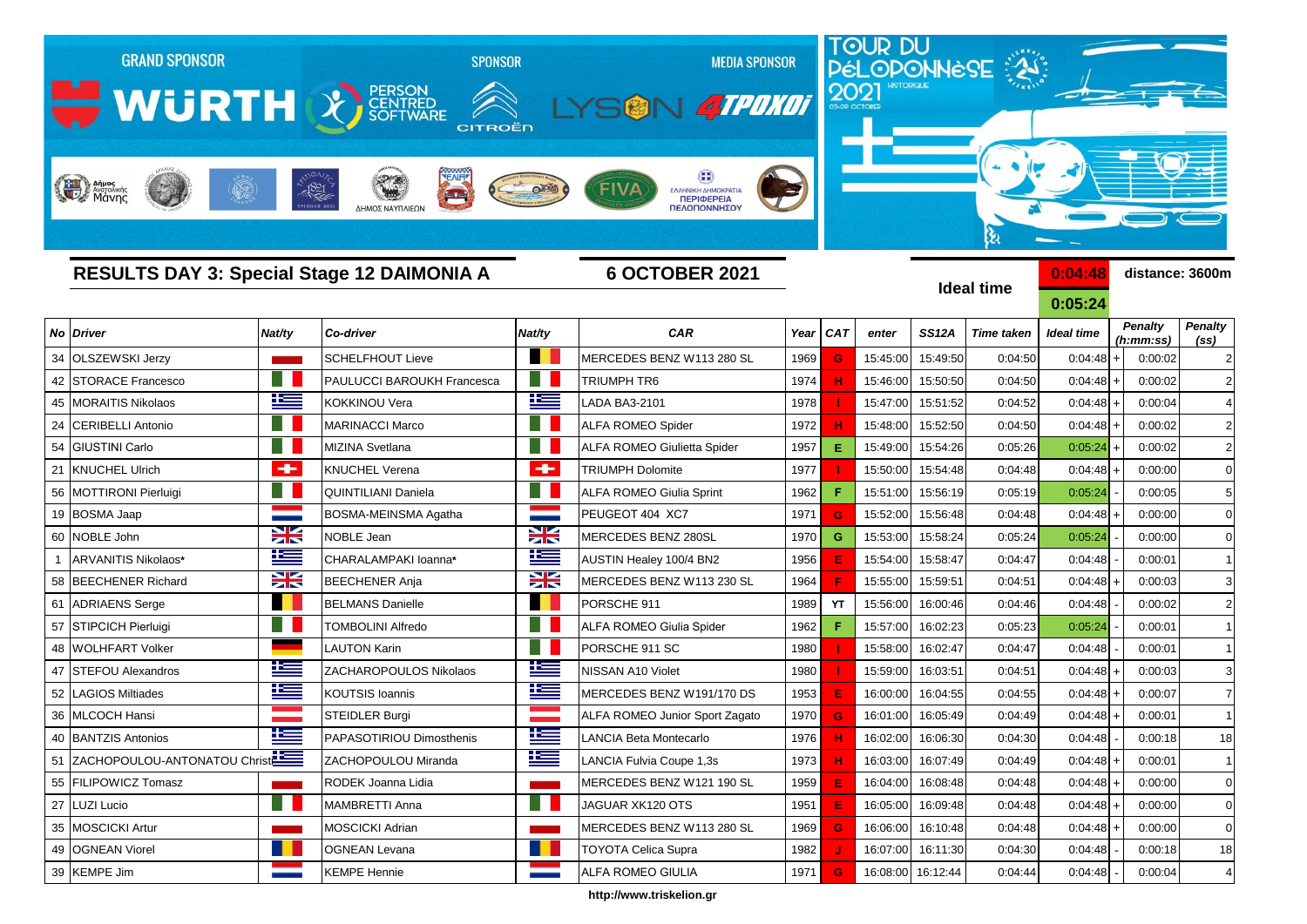GRAND SPONSOR

WÜRTH

PERSON CENTRED SOFTWARE

SPONSOR

CITROËN

MEDIA SPONSOR

LYSON 4TPOXOI

TOUR DU PÉLOPONNÈSE 2021 HISTORIQUE 03-09 OCTOBER

## RESULTS DAY 3: Special Stage 12 DAIMONIA A

## 6 OCTOBER 2021

Ideal time 0:04:48 / 0:05:24

distance: 3600m

| No | Driver | Nat/ty | Co-driver | Nat/ty | CAR | Year | CAT | enter | SS12A | Time taken | Ideal time | | Penalty (h:mm:ss) | Penalty (ss) |
|---|---|---|---|---|---|---|---|---|---|---|---|---|---|---|
| 34 | OLSZEWSKI Jerzy | | SCHELFHOUT Lieve | | MERCEDES BENZ W113 280 SL | 1969 | G | 15:45:00 | 15:49:50 | 0:04:50 | 0:04:48 | + | 0:00:02 | 2 |
| 42 | STORACE Francesco | | PAULUCCI BAROUKH Francesca | | TRIUMPH TR6 | 1974 | H | 15:46:00 | 15:50:50 | 0:04:50 | 0:04:48 | + | 0:00:02 | 2 |
| 45 | MORAITIS Nikolaos | | KOKKINOU Vera | | LADA BA3-2101 | 1978 | I | 15:47:00 | 15:51:52 | 0:04:52 | 0:04:48 | + | 0:00:04 | 4 |
| 24 | CERIBELLI Antonio | | MARINACCI Marco | | ALFA ROMEO Spider | 1972 | H | 15:48:00 | 15:52:50 | 0:04:50 | 0:04:48 | + | 0:00:02 | 2 |
| 54 | GIUSTINI Carlo | | MIZINA Svetlana | | ALFA ROMEO Giulietta Spider | 1957 | E | 15:49:00 | 15:54:26 | 0:05:26 | 0:05:24 | + | 0:00:02 | 2 |
| 21 | KNUCHEL Ulrich | | KNUCHEL Verena | | TRIUMPH Dolomite | 1977 | I | 15:50:00 | 15:54:48 | 0:04:48 | 0:04:48 | + | 0:00:00 | 0 |
| 56 | MOTTIRONI Pierluigi | | QUINTILIANI Daniela | | ALFA ROMEO Giulia Sprint | 1962 | F | 15:51:00 | 15:56:19 | 0:05:19 | 0:05:24 | - | 0:00:05 | 5 |
| 19 | BOSMA Jaap | | BOSMA-MEINSMA Agatha | | PEUGEOT 404 XC7 | 1971 | G | 15:52:00 | 15:56:48 | 0:04:48 | 0:04:48 | + | 0:00:00 | 0 |
| 60 | NOBLE John | | NOBLE Jean | | MERCEDES BENZ 280SL | 1970 | G | 15:53:00 | 15:58:24 | 0:05:24 | 0:05:24 | - | 0:00:00 | 0 |
| 1 | ARVANITIS Nikolaos* | | CHARALAMPAKI Ioanna* | | AUSTIN Healey 100/4 BN2 | 1956 | E | 15:54:00 | 15:58:47 | 0:04:47 | 0:04:48 | - | 0:00:01 | 1 |
| 58 | BEECHENER Richard | | BEECHENER Anja | | MERCEDES BENZ W113 230 SL | 1964 | F | 15:55:00 | 15:59:51 | 0:04:51 | 0:04:48 | + | 0:00:03 | 3 |
| 61 | ADRIAENS Serge | | BELMANS Danielle | | PORSCHE 911 | 1989 | YT | 15:56:00 | 16:00:46 | 0:04:46 | 0:04:48 | - | 0:00:02 | 2 |
| 57 | STIPCICH Pierluigi | | TOMBOLINI Alfredo | | ALFA ROMEO Giulia Spider | 1962 | F | 15:57:00 | 16:02:23 | 0:05:23 | 0:05:24 | - | 0:00:01 | 1 |
| 48 | WOLHFART Volker | | LAUTON Karin | | PORSCHE 911 SC | 1980 | I | 15:58:00 | 16:02:47 | 0:04:47 | 0:04:48 | - | 0:00:01 | 1 |
| 47 | STEFOU Alexandros | | ZACHAROPOULOS Nikolaos | | NISSAN A10 Violet | 1980 | I | 15:59:00 | 16:03:51 | 0:04:51 | 0:04:48 | + | 0:00:03 | 3 |
| 52 | LAGIOS Miltiades | | KOUTSIS Ioannis | | MERCEDES BENZ W191/170 DS | 1953 | E | 16:00:00 | 16:04:55 | 0:04:55 | 0:04:48 | + | 0:00:07 | 7 |
| 36 | MLCOCH Hansi | | STEIDLER Burgi | | ALFA ROMEO Junior Sport Zagato | 1970 | G | 16:01:00 | 16:05:49 | 0:04:49 | 0:04:48 | + | 0:00:01 | 1 |
| 40 | BANTZIS Antonios | | PAPASOTIRIOU Dimosthenis | | LANCIA Beta Montecarlo | 1976 | H | 16:02:00 | 16:06:30 | 0:04:30 | 0:04:48 | - | 0:00:18 | 18 |
| 51 | ZACHOPOULOU-ANTONATOU Christ | | ZACHOPOULOU Miranda | | LANCIA Fulvia Coupe 1,3s | 1973 | H | 16:03:00 | 16:07:49 | 0:04:49 | 0:04:48 | + | 0:00:01 | 1 |
| 55 | FILIPOWICZ Tomasz | | RODEK Joanna Lidia | | MERCEDES BENZ W121 190 SL | 1959 | E | 16:04:00 | 16:08:48 | 0:04:48 | 0:04:48 | + | 0:00:00 | 0 |
| 27 | LUZI Lucio | | MAMBRETTI Anna | | JAGUAR XK120 OTS | 1951 | E | 16:05:00 | 16:09:48 | 0:04:48 | 0:04:48 | + | 0:00:00 | 0 |
| 35 | MOSCICKI Artur | | MOSCICKI Adrian | | MERCEDES BENZ W113 280 SL | 1969 | G | 16:06:00 | 16:10:48 | 0:04:48 | 0:04:48 | + | 0:00:00 | 0 |
| 49 | OGNEAN Viorel | | OGNEAN Levana | | TOYOTA Celica Supra | 1982 | J | 16:07:00 | 16:11:30 | 0:04:30 | 0:04:48 | - | 0:00:18 | 18 |
| 39 | KEMPE Jim | | KEMPE Hennie | | ALFA ROMEO GIULIA | 1971 | G | 16:08:00 | 16:12:44 | 0:04:44 | 0:04:48 | - | 0:00:04 | 4 |

http://www.triskelion.gr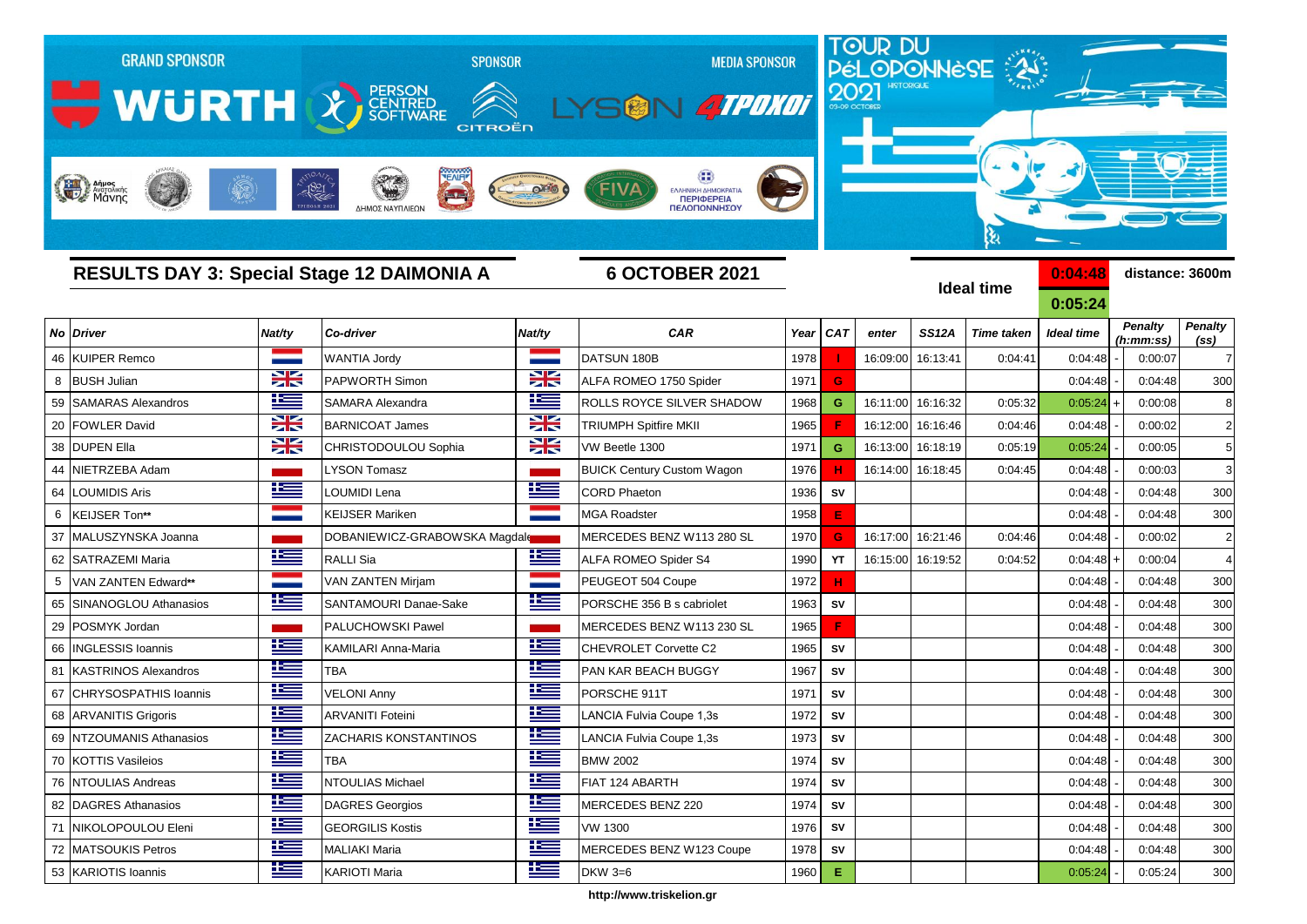GRAND SPONSOR

WÜRTH

PERSON CENTRED SOFTWARE

SPONSOR

CITROËN

MEDIA SPONSOR

LYSON 4TPOXOI

TOUR DU PÉLOPONNÈSE 2021 HISTORIQUE 03-09 OCTOBER

## RESULTS DAY 3: Special Stage 12 DAIMONIA A

**6 OCTOBER 2021**

**Ideal time** 0:04:48 / 0:05:24

**distance: 3600m**

| No | Driver | Nat/ty | Co-driver | Nat/ty | CAR | Year | CAT | enter | SS12A | Time taken | Ideal time | | Penalty (h:mm:ss) | Penalty (ss) |
|---|---|---|---|---|---|---|---|---|---|---|---|---|---|---|
| 46 | KUIPER Remco | | WANTIA Jordy | | DATSUN 180B | 1978 | I | 16:09:00 | 16:13:41 | 0:04:41 | 0:04:48 | - | 0:00:07 | 7 |
| 8 | BUSH Julian | | PAPWORTH Simon | | ALFA ROMEO 1750 Spider | 1971 | G | | | | 0:04:48 | - | 0:04:48 | 300 |
| 59 | SAMARAS Alexandros | | SAMARA Alexandra | | ROLLS ROYCE SILVER SHADOW | 1968 | G | 16:11:00 | 16:16:32 | 0:05:32 | 0:05:24 | + | 0:00:08 | 8 |
| 20 | FOWLER David | | BARNICOAT James | | TRIUMPH Spitfire MKII | 1965 | F | 16:12:00 | 16:16:46 | 0:04:46 | 0:04:48 | - | 0:00:02 | 2 |
| 38 | DUPEN Ella | | CHRISTODOULOU Sophia | | VW Beetle 1300 | 1971 | G | 16:13:00 | 16:18:19 | 0:05:19 | 0:05:24 | - | 0:00:05 | 5 |
| 44 | NIETRZEBA Adam | | LYSON Tomasz | | BUICK Century Custom Wagon | 1976 | H | 16:14:00 | 16:18:45 | 0:04:45 | 0:04:48 | - | 0:00:03 | 3 |
| 64 | LOUMIDIS Aris | | LOUMIDI Lena | | CORD Phaeton | 1936 | SV | | | | 0:04:48 | - | 0:04:48 | 300 |
| 6 | KEIJSER Ton** | | KEIJSER Mariken | | MGA Roadster | 1958 | E | | | | 0:04:48 | - | 0:04:48 | 300 |
| 37 | MALUSZYNSKA Joanna | | DOBRANIEWICZ-GRABOWSKA Magdale | | MERCEDES BENZ W113 280 SL | 1970 | G | 16:17:00 | 16:21:46 | 0:04:46 | 0:04:48 | - | 0:00:02 | 2 |
| 62 | SATRAZEMI Maria | | RALLI Sia | | ALFA ROMEO Spider S4 | 1990 | YT | 16:15:00 | 16:19:52 | 0:04:52 | 0:04:48 | + | 0:00:04 | 4 |
| 5 | VAN ZANTEN Edward** | | VAN ZANTEN Mirjam | | PEUGEOT 504 Coupe | 1972 | H | | | | 0:04:48 | - | 0:04:48 | 300 |
| 65 | SINANOGLOU Athanasios | | SANTAMOURI Danae-Sake | | PORSCHE 356 B s cabriolet | 1963 | SV | | | | 0:04:48 | - | 0:04:48 | 300 |
| 29 | POSMYK Jordan | | PALUCHOWSKI Pawel | | MERCEDES BENZ W113 230 SL | 1965 | F | | | | 0:04:48 | - | 0:04:48 | 300 |
| 66 | INGLESSIS Ioannis | | KAMILARI Anna-Maria | | CHEVROLET Corvette C2 | 1965 | SV | | | | 0:04:48 | - | 0:04:48 | 300 |
| 81 | KASTRINOS Alexandros | | TBA | | PAN KAR BEACH BUGGY | 1967 | SV | | | | 0:04:48 | - | 0:04:48 | 300 |
| 67 | CHRYSOSPATHIS Ioannis | | VELONI Anny | | PORSCHE 911T | 1971 | SV | | | | 0:04:48 | - | 0:04:48 | 300 |
| 68 | ARVANITIS Grigoris | | ARVANITI Foteini | | LANCIA Fulvia Coupe 1,3s | 1972 | SV | | | | 0:04:48 | - | 0:04:48 | 300 |
| 69 | NTZOUMANIS Athanasios | | ZACHARIS KONSTANTINOS | | LANCIA Fulvia Coupe 1,3s | 1973 | SV | | | | 0:04:48 | - | 0:04:48 | 300 |
| 70 | KOTTIS Vasileios | | TBA | | BMW 2002 | 1974 | SV | | | | 0:04:48 | - | 0:04:48 | 300 |
| 76 | NTOULIAS Andreas | | NTOULIAS Michael | | FIAT 124 ABARTH | 1974 | SV | | | | 0:04:48 | - | 0:04:48 | 300 |
| 82 | DAGRES Athanasios | | DAGRES Georgios | | MERCEDES BENZ 220 | 1974 | SV | | | | 0:04:48 | - | 0:04:48 | 300 |
| 71 | NIKOLOPOULOU Eleni | | GEORGILIS Kostis | | VW 1300 | 1976 | SV | | | | 0:04:48 | - | 0:04:48 | 300 |
| 72 | MATSOUKIS Petros | | MALIAKI Maria | | MERCEDES BENZ W123 Coupe | 1978 | SV | | | | 0:04:48 | - | 0:04:48 | 300 |
| 53 | KARIOTIS Ioannis | | KARIOTI Maria | | DKW 3=6 | 1960 | E | | | | 0:05:24 | - | 0:05:24 | 300 |

http://www.triskelion.gr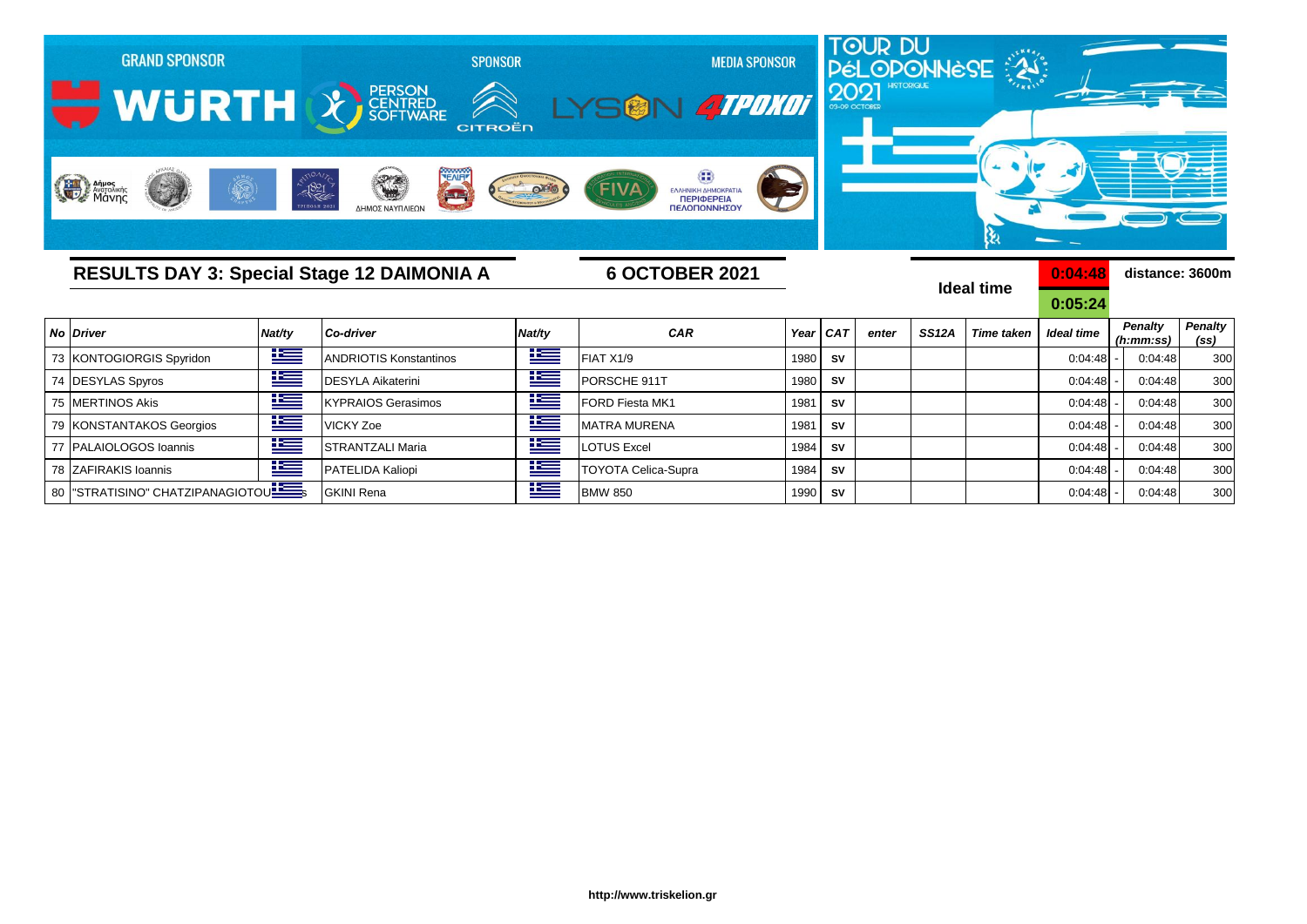GRAND SPONSOR

WÜRTH

PERSON CENTRED SOFTWARE

SPONSOR

CITROËN

MEDIA SPONSOR

LYSON 4TPOXOI

TOUR DU PÉLOPONNÈSE 2021 HISTORIQUE

03-09 OCTOBER

Δήμος Ανατολικής Μάνης

ΔΗΜΟΣ ΝΑΥΠΛΙΕΩΝ

FIVA

ΕΛΛΗΝΙΚΗ ΔΗΜΟΚΡΑΤΙΑ ΠΕΡΙΦΕΡΕΙΑ ΠΕΛΟΠΟΝΝΗΣΟΥ

## RESULTS DAY 3: Special Stage 12 DAIMONIA A

**6 OCTOBER 2021**

**Ideal time** 0:04:48 / 0:05:24

**distance: 3600m**

| No | Driver | Nat/ty | Co-driver | Nat/ty | CAR | Year | CAT | enter | SS12A | Time taken | Ideal time | | Penalty (h:mm:ss) | Penalty (ss) |
|---|---|---|---|---|---|---|---|---|---|---|---|---|---|---|
| 73 | KONTOGIORGIS Spyridon | | ANDRIOTIS Konstantinos | | FIAT X1/9 | 1980 | SV | | | | 0:04:48 | - | 0:04:48 | 300 |
| 74 | DESYLAS Spyros | | DESYLA Aikaterini | | PORSCHE 911T | 1980 | SV | | | | 0:04:48 | - | 0:04:48 | 300 |
| 75 | MERTINOS Akis | | KYPRAIOS Gerasimos | | FORD Fiesta MK1 | 1981 | SV | | | | 0:04:48 | - | 0:04:48 | 300 |
| 79 | KONSTANTAKOS Georgios | | VICKY Zoe | | MATRA MURENA | 1981 | SV | | | | 0:04:48 | - | 0:04:48 | 300 |
| 77 | PALAIOLOGOS Ioannis | | STRANTZALI Maria | | LOTUS Excel | 1984 | SV | | | | 0:04:48 | - | 0:04:48 | 300 |
| 78 | ZAFIRAKIS Ioannis | | PATELIDA Kaliopi | | TOYOTA Celica-Supra | 1984 | SV | | | | 0:04:48 | - | 0:04:48 | 300 |
| 80 | "STRATISINO" CHATZIPANAGIOTOUs | | GKINI Rena | | BMW 850 | 1990 | SV | | | | 0:04:48 | - | 0:04:48 | 300 |

http://www.triskelion.gr